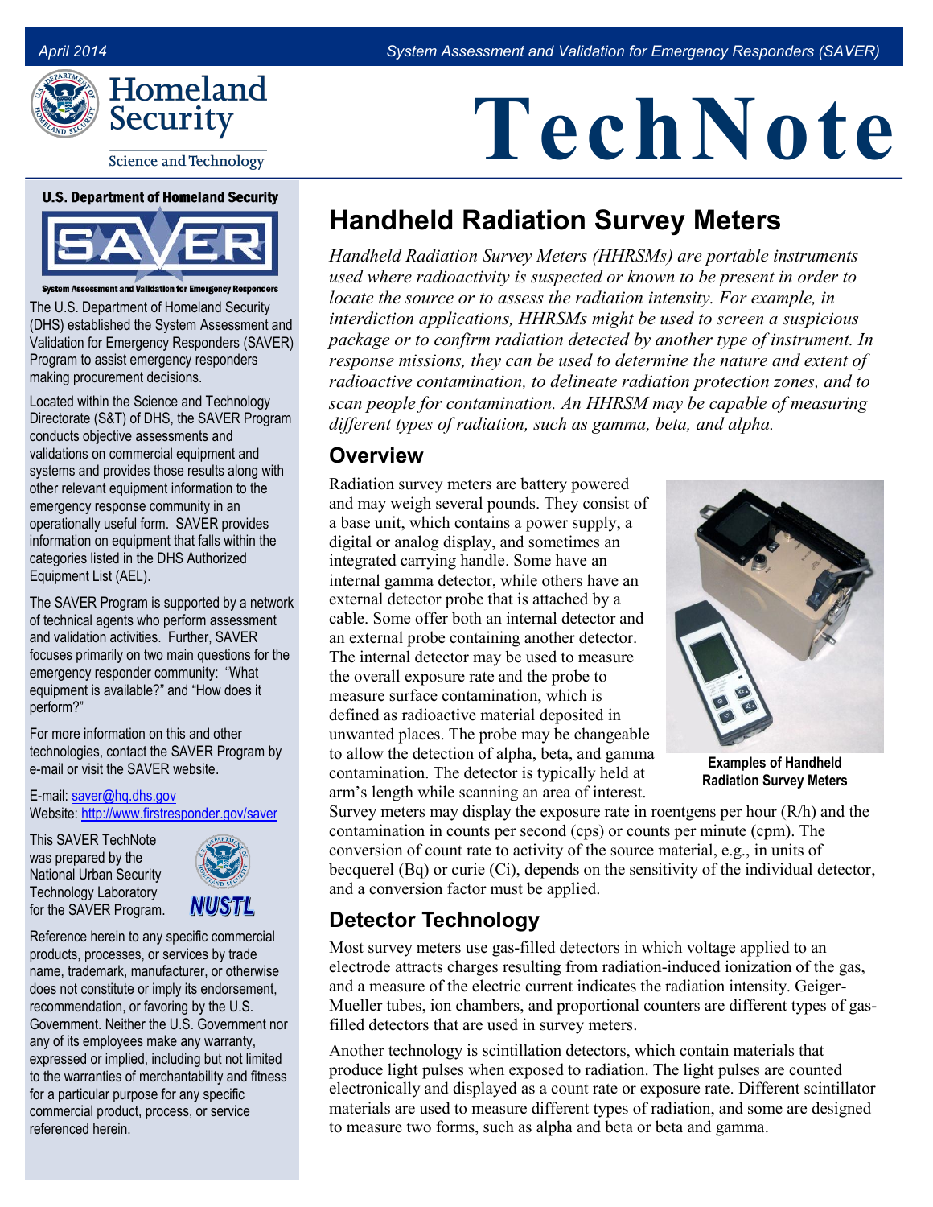April 2014 System Assessment and Validation for Emergency Responders (SAVER)

# TechNote

**U.S. Department of Homeland Security**

**SAVER**

**System Assessment and Validation for Emergency Responders**

The U.S. Department of Homeland Security (DHS) established the System Assessment and Validation for Emergency Responders (SAVER) Program to assist emergency responders making procurement decisions.

Located within the Science and Technology Directorate (S&T) of DHS, the SAVER Program conducts objective assessments and validations on commercial equipment and systems and provides those results along with other relevant equipment information to the emergency response community in an operationally useful form. SAVER provides information on equipment that falls within the categories listed in the DHS Authorized Equipment List (AEL).

The SAVER Program is supported by a network of technical agents who perform assessment and validation activities. Further, SAVER focuses primarily on two main questions for the emergency responder community: "What equipment is available?" and "How does it perform?"

For more information on this and other technologies, contact the SAVER Program by e-mail or visit the SAVER website.

E-mail: saver@hq.dhs.gov
Website: http://www.firstresponder.gov/saver

This SAVER TechNote was prepared by the National Urban Security Technology Laboratory for the SAVER Program.

Reference herein to any specific commercial products, processes, or services by trade name, trademark, manufacturer, or otherwise does not constitute or imply its endorsement, recommendation, or favoring by the U.S. Government. Neither the U.S. Government nor any of its employees make any warranty, expressed or implied, including but not limited to the warranties of merchantability and fitness for a particular purpose for any specific commercial product, process, or service referenced herein.

## Handheld Radiation Survey Meters

*Handheld Radiation Survey Meters (HHRSMs) are portable instruments used where radioactivity is suspected or known to be present in order to locate the source or to assess the radiation intensity. For example, in interdiction applications, HHRSMs might be used to screen a suspicious package or to confirm radiation detected by another type of instrument. In response missions, they can be used to determine the nature and extent of radioactive contamination, to delineate radiation protection zones, and to scan people for contamination. An HHRSM may be capable of measuring different types of radiation, such as gamma, beta, and alpha.*

### Overview

Radiation survey meters are battery powered and may weigh several pounds. They consist of a base unit, which contains a power supply, a digital or analog display, and sometimes an integrated carrying handle. Some have an internal gamma detector, while others have an external detector probe that is attached by a cable. Some offer both an internal detector and an external probe containing another detector. The internal detector may be used to measure the overall exposure rate and the probe to measure surface contamination, which is defined as radioactive material deposited in unwanted places. The probe may be changeable to allow the detection of alpha, beta, and gamma contamination. The detector is typically held at arm's length while scanning an area of interest.

**Examples of Handheld Radiation Survey Meters**

Survey meters may display the exposure rate in roentgens per hour (R/h) and the contamination in counts per second (cps) or counts per minute (cpm). The conversion of count rate to activity of the source material, e.g., in units of becquerel (Bq) or curie (Ci), depends on the sensitivity of the individual detector, and a conversion factor must be applied.

### Detector Technology

Most survey meters use gas-filled detectors in which voltage applied to an electrode attracts charges resulting from radiation-induced ionization of the gas, and a measure of the electric current indicates the radiation intensity. Geiger-Mueller tubes, ion chambers, and proportional counters are different types of gas-filled detectors that are used in survey meters.

Another technology is scintillation detectors, which contain materials that produce light pulses when exposed to radiation. The light pulses are counted electronically and displayed as a count rate or exposure rate. Different scintillator materials are used to measure different types of radiation, and some are designed to measure two forms, such as alpha and beta or beta and gamma.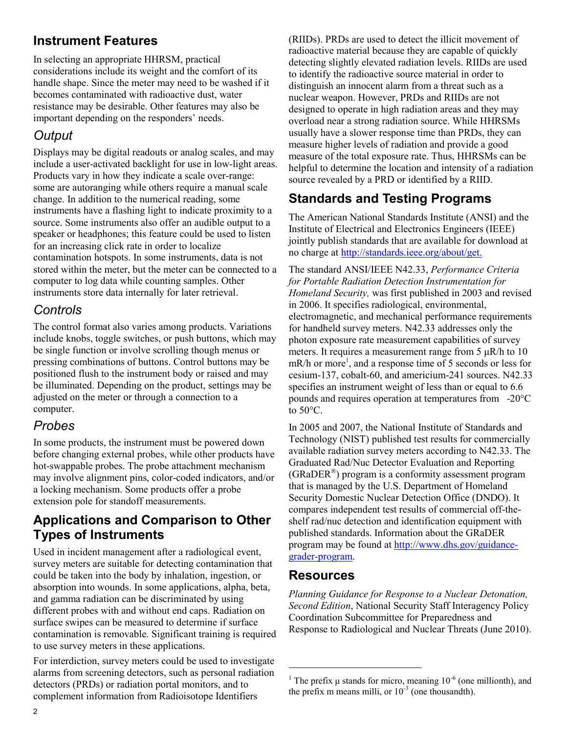## Instrument Features

In selecting an appropriate HHRSM, practical considerations include its weight and the comfort of its handle shape. Since the meter may need to be washed if it becomes contaminated with radioactive dust, water resistance may be desirable. Other features may also be important depending on the responders' needs.

### *Output*

Displays may be digital readouts or analog scales, and may include a user-activated backlight for use in low-light areas. Products vary in how they indicate a scale over-range: some are autoranging while others require a manual scale change. In addition to the numerical reading, some instruments have a flashing light to indicate proximity to a source. Some instruments also offer an audible output to a speaker or headphones; this feature could be used to listen for an increasing click rate in order to localize contamination hotspots. In some instruments, data is not stored within the meter, but the meter can be connected to a computer to log data while counting samples. Other instruments store data internally for later retrieval.

### *Controls*

The control format also varies among products. Variations include knobs, toggle switches, or push buttons, which may be single function or involve scrolling though menus or pressing combinations of buttons. Control buttons may be positioned flush to the instrument body or raised and may be illuminated. Depending on the product, settings may be adjusted on the meter or through a connection to a computer.

### *Probes*

In some products, the instrument must be powered down before changing external probes, while other products have hot-swappable probes. The probe attachment mechanism may involve alignment pins, color-coded indicators, and/or a locking mechanism. Some products offer a probe extension pole for standoff measurements.

## Applications and Comparison to Other Types of Instruments

Used in incident management after a radiological event, survey meters are suitable for detecting contamination that could be taken into the body by inhalation, ingestion, or absorption into wounds. In some applications, alpha, beta, and gamma radiation can be discriminated by using different probes with and without end caps. Radiation on surface swipes can be measured to determine if surface contamination is removable. Significant training is required to use survey meters in these applications.

For interdiction, survey meters could be used to investigate alarms from screening detectors, such as personal radiation detectors (PRDs) or radiation portal monitors, and to complement information from Radioisotope Identifiers (RIIDs). PRDs are used to detect the illicit movement of radioactive material because they are capable of quickly detecting slightly elevated radiation levels. RIIDs are used to identify the radioactive source material in order to distinguish an innocent alarm from a threat such as a nuclear weapon. However, PRDs and RIIDs are not designed to operate in high radiation areas and they may overload near a strong radiation source. While HHRSMs usually have a slower response time than PRDs, they can measure higher levels of radiation and provide a good measure of the total exposure rate. Thus, HHRSMs can be helpful to determine the location and intensity of a radiation source revealed by a PRD or identified by a RIID.

## Standards and Testing Programs

The American National Standards Institute (ANSI) and the Institute of Electrical and Electronics Engineers (IEEE) jointly publish standards that are available for download at no charge at http://standards.ieee.org/about/get.

The standard ANSI/IEEE N42.33, *Performance Criteria for Portable Radiation Detection Instrumentation for Homeland Security,* was first published in 2003 and revised in 2006. It specifies radiological, environmental, electromagnetic, and mechanical performance requirements for handheld survey meters. N42.33 addresses only the photon exposure rate measurement capabilities of survey meters. It requires a measurement range from 5 μR/h to 10 mR/h or more[1], and a response time of 5 seconds or less for cesium-137, cobalt-60, and americium-241 sources. N42.33 specifies an instrument weight of less than or equal to 6.6 pounds and requires operation at temperatures from -20°C to 50°C.

In 2005 and 2007, the National Institute of Standards and Technology (NIST) published test results for commercially available radiation survey meters according to N42.33. The Graduated Rad/Nuc Detector Evaluation and Reporting (GRaDER®) program is a conformity assessment program that is managed by the U.S. Department of Homeland Security Domestic Nuclear Detection Office (DNDO). It compares independent test results of commercial off-the-shelf rad/nuc detection and identification equipment with published standards. Information about the GRaDER program may be found at http://www.dhs.gov/guidance-grader-program.

## Resources

*Planning Guidance for Response to a Nuclear Detonation, Second Edition*, National Security Staff Interagency Policy Coordination Subcommittee for Preparedness and Response to Radiological and Nuclear Threats (June 2010).

---

[1] The prefix μ stands for micro, meaning $10^{-6}$ (one millionth), and the prefix m means milli, or $10^{-3}$ (one thousandth).